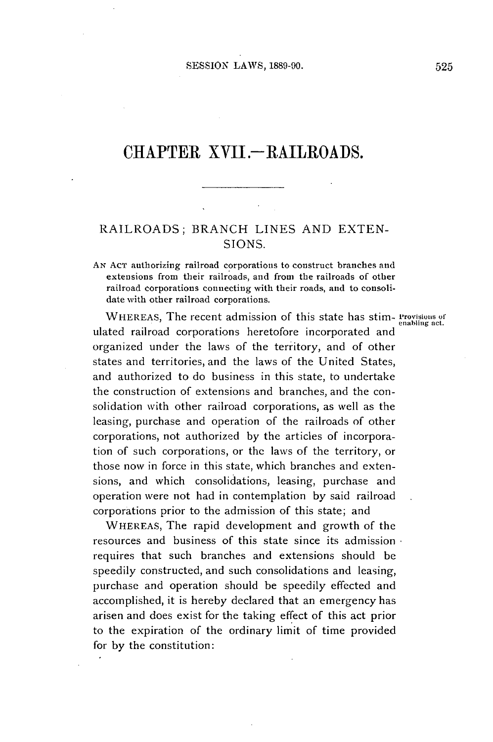# CHAPTER XVII.—RAILROADS.

## RAILROADS; BRANCH LINES AND EXTENSIONS.

AN ACT authorizing railroad corporations to construct branches and extensions from their railroads, and from the railroads of other railroad corporations connecting with their roads, and to consolidate with other railroad corporations.

Provisions of enabling act.

WHEREAS, The recent admission of this state has stimulated railroad corporations heretofore incorporated and organized under the laws of the territory, and of other states and territories, and the laws of the United States, and authorized to do business in this state, to undertake the construction of extensions and branches, and the consolidation with other railroad corporations, as well as the leasing, purchase and operation of the railroads of other corporations, not authorized by the articles of incorporation of such corporations, or the laws of the territory, or those now in force in this state, which branches and extensions, and which consolidations, leasing, purchase and operation were not had in contemplation by said railroad corporations prior to the admission of this state; and

WHEREAS, The rapid development and growth of the resources and business of this state since its admission requires that such branches and extensions should be speedily constructed, and such consolidations and leasing, purchase and operation should be speedily effected and accomplished, it is hereby declared that an emergency has arisen and does exist for the taking effect of this act prior to the expiration of the ordinary limit of time provided for by the constitution: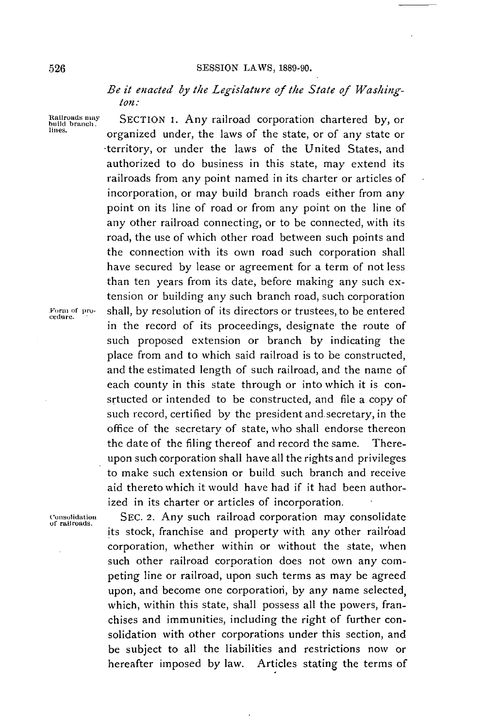*Be it enacted by the Legislature of the State of Washington:*

Railroads may build branch lines.

SECTION 1. Any railroad corporation chartered by, or organized under, the laws of the state, or of any state or territory, or under the laws of the United States, and authorized to do business in this state, may extend its railroads from any point named in its charter or articles of incorporation, or may build branch roads either from any point on its line of road or from any point on the line of any other railroad connecting, or to be connected, with its road, the use of which other road between such points and the connection with its own road such corporation shall have secured by lease or agreement for a term of not less than ten years from its date, before making any such extension or building any such branch road, such corporation shall, by resolution of its directors or trustees, to be entered in the record of its proceedings, designate the route of such proposed extension or branch by indicating the place from and to which said railroad is to be constructed, and the estimated length of such railroad, and the name of each county in this state through or into which it is consrtucted or intended to be constructed, and file a copy of such record, certified by the president and secretary, in the office of the secretary of state, who shall endorse thereon the date of the filing thereof and record the same. Thereupon such corporation shall have all the rights and privileges to make such extension or build such branch and receive aid thereto which it would have had if it had been authorized in its charter or articles of incorporation.

Form of procedure.

Consolidation of railroads.

SEC. 2. Any such railroad corporation may consolidate its stock, franchise and property with any other railroad corporation, whether within or without the state, when such other railroad corporation does not own any competing line or railroad, upon such terms as may be agreed upon, and become one corporation, by any name selected, which, within this state, shall possess all the powers, franchises and immunities, including the right of further consolidation with other corporations under this section, and be subject to all the liabilities and restrictions now or hereafter imposed by law. Articles stating the terms of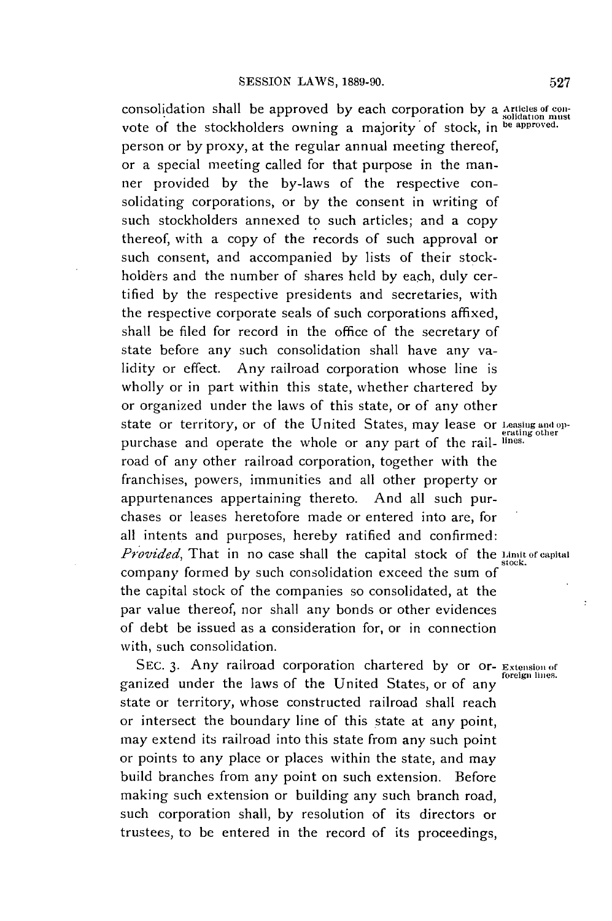consolidation shall be approved by each corporation by a vote of the stockholders owning a majority of stock, in person or by proxy, at the regular annual meeting thereof, or a special meeting called for that purpose in the manner provided by the by-laws of the respective consolidating corporations, or by the consent in writing of such stockholders annexed to such articles; and a copy thereof, with a copy of the records of such approval or such consent, and accompanied by lists of their stockholders and the number of shares held by each, duly certified by the respective presidents and secretaries, with the respective corporate seals of such corporations affixed, shall be filed for record in the office of the secretary of state before any such consolidation shall have any validity or effect. Any railroad corporation whose line is wholly or in part within this state, whether chartered by or organized under the laws of this state, or of any other state or territory, or of the United States, may lease or purchase and operate the whole or any part of the railroad of any other railroad corporation, together with the franchises, powers, immunities and all other property or appurtenances appertaining thereto. And all such purchases or leases heretofore made or entered into are, for all intents and purposes, hereby ratified and confirmed: *Provided*, That in no case shall the capital stock of the company formed by such consolidation exceed the sum of the capital stock of the companies so consolidated, at the par value thereof, nor shall any bonds or other evidences of debt be issued as a consideration for, or in connection with, such consolidation.

*Articles of consolidation must be approved.*

*Leasing and operating other lines.*

*Limit of capital stock.*

SEC. 3. Any railroad corporation chartered by or organized under the laws of the United States, or of any state or territory, whose constructed railroad shall reach or intersect the boundary line of this state at any point, may extend its railroad into this state from any such point or points to any place or places within the state, and may build branches from any point on such extension. Before making such extension or building any such branch road, such corporation shall, by resolution of its directors or trustees, to be entered in the record of its proceedings,

*Extension of foreign lines.*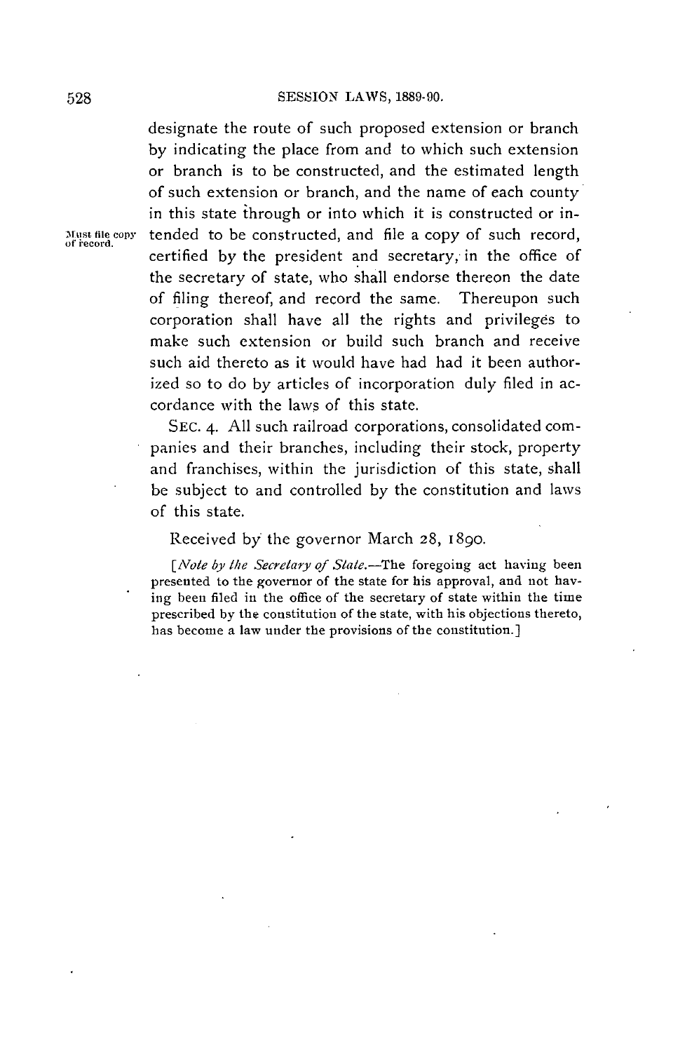designate the route of such proposed extension or branch by indicating the place from and to which such extension or branch is to be constructed, and the estimated length of such extension or branch, and the name of each county in this state through or into which it is constructed or intended to be constructed, and file a copy of such record, certified by the president and secretary, in the office of the secretary of state, who shall endorse thereon the date of filing thereof, and record the same. Thereupon such corporation shall have all the rights and privileges to make such extension or build such branch and receive such aid thereto as it would have had had it been authorized so to do by articles of incorporation duly filed in accordance with the laws of this state.

Must file copy of record.

SEC. 4. All such railroad corporations, consolidated companies and their branches, including their stock, property and franchises, within the jurisdiction of this state, shall be subject to and controlled by the constitution and laws of this state.

Received by the governor March 28, 1890.

[*Note by the Secretary of State.*—The foregoing act having been presented to the governor of the state for his approval, and not having been filed in the office of the secretary of state within the time prescribed by the constitution of the state, with his objections thereto, has become a law under the provisions of the constitution.]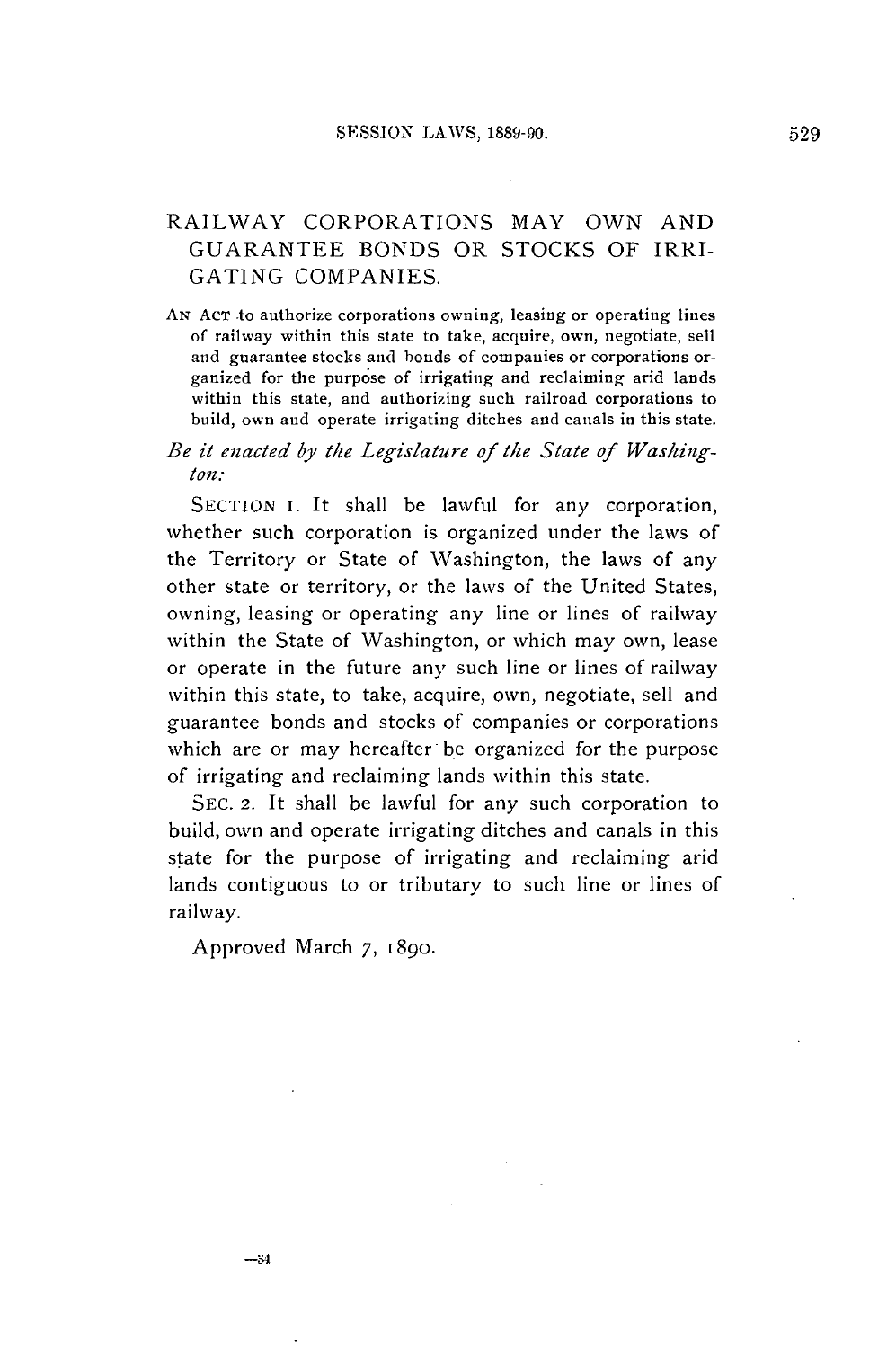# RAILWAY CORPORATIONS MAY OWN AND GUARANTEE BONDS OR STOCKS OF IRRIGATING COMPANIES.

AN ACT to authorize corporations owning, leasing or operating lines of railway within this state to take, acquire, own, negotiate, sell and guarantee stocks and bonds of companies or corporations organized for the purpose of irrigating and reclaiming arid lands within this state, and authorizing such railroad corporations to build, own and operate irrigating ditches and canals in this state.

*Be it enacted by the Legislature of the State of Washington:*

SECTION 1. It shall be lawful for any corporation, whether such corporation is organized under the laws of the Territory or State of Washington, the laws of any other state or territory, or the laws of the United States, owning, leasing or operating any line or lines of railway within the State of Washington, or which may own, lease or operate in the future any such line or lines of railway within this state, to take, acquire, own, negotiate, sell and guarantee bonds and stocks of companies or corporations which are or may hereafter be organized for the purpose of irrigating and reclaiming lands within this state.

SEC. 2. It shall be lawful for any such corporation to build, own and operate irrigating ditches and canals in this state for the purpose of irrigating and reclaiming arid lands contiguous to or tributary to such line or lines of railway.

Approved March 7, 1890.

—34